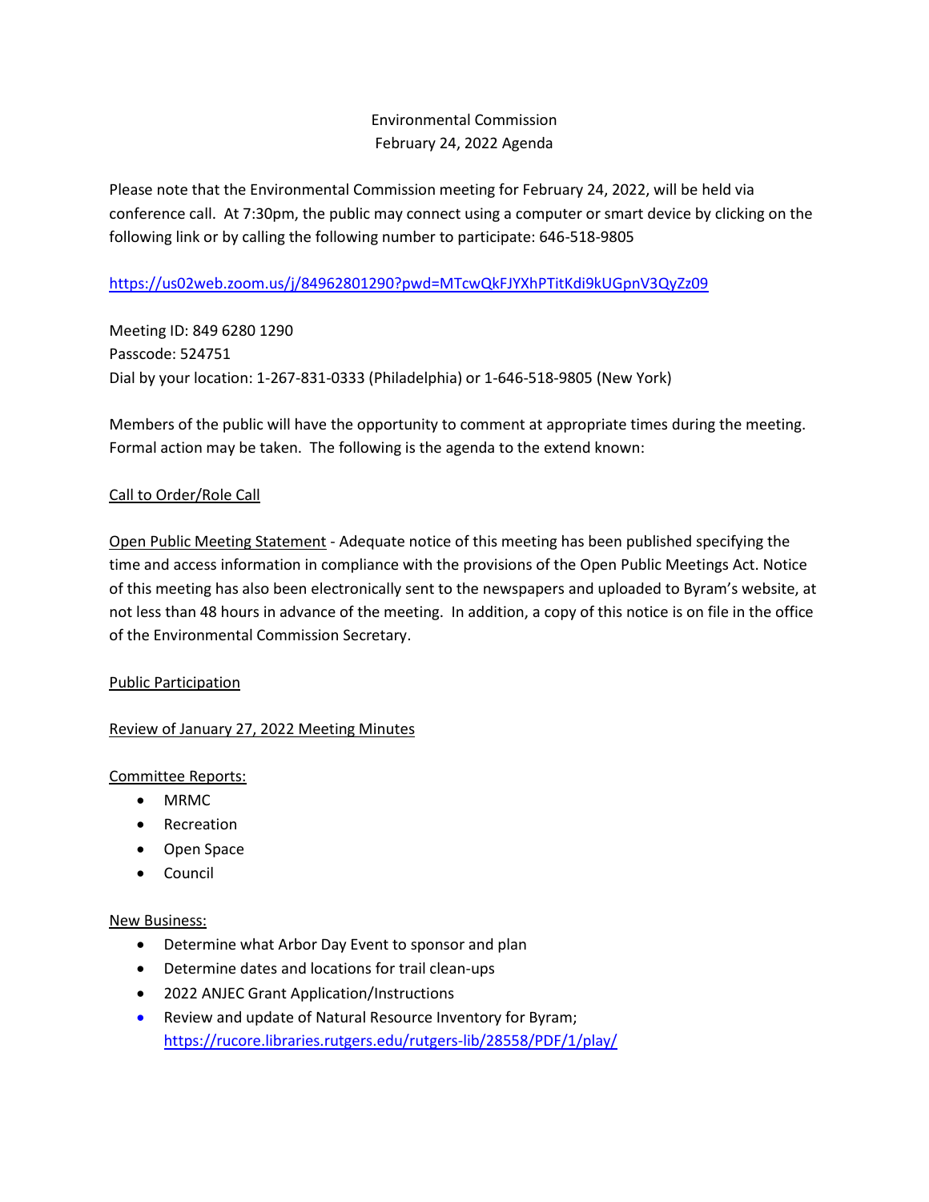Environmental Commission
February 24, 2022 Agenda

Please note that the Environmental Commission meeting for February 24, 2022, will be held via conference call. At 7:30pm, the public may connect using a computer or smart device by clicking on the following link or by calling the following number to participate: 646-518-9805

https://us02web.zoom.us/j/84962801290?pwd=MTcwQkFJYXhPTitKdi9kUGpnV3QyZz09

Meeting ID: 849 6280 1290
Passcode: 524751
Dial by your location: 1-267-831-0333 (Philadelphia) or 1-646-518-9805 (New York)

Members of the public will have the opportunity to comment at appropriate times during the meeting. Formal action may be taken. The following is the agenda to the extend known:

Call to Order/Role Call

Open Public Meeting Statement - Adequate notice of this meeting has been published specifying the time and access information in compliance with the provisions of the Open Public Meetings Act. Notice of this meeting has also been electronically sent to the newspapers and uploaded to Byram's website, at not less than 48 hours in advance of the meeting. In addition, a copy of this notice is on file in the office of the Environmental Commission Secretary.

Public Participation

Review of January 27, 2022 Meeting Minutes

Committee Reports:

- MRMC
- Recreation
- Open Space
- Council

New Business:

- Determine what Arbor Day Event to sponsor and plan
- Determine dates and locations for trail clean-ups
- 2022 ANJEC Grant Application/Instructions
- Review and update of Natural Resource Inventory for Byram; https://rucore.libraries.rutgers.edu/rutgers-lib/28558/PDF/1/play/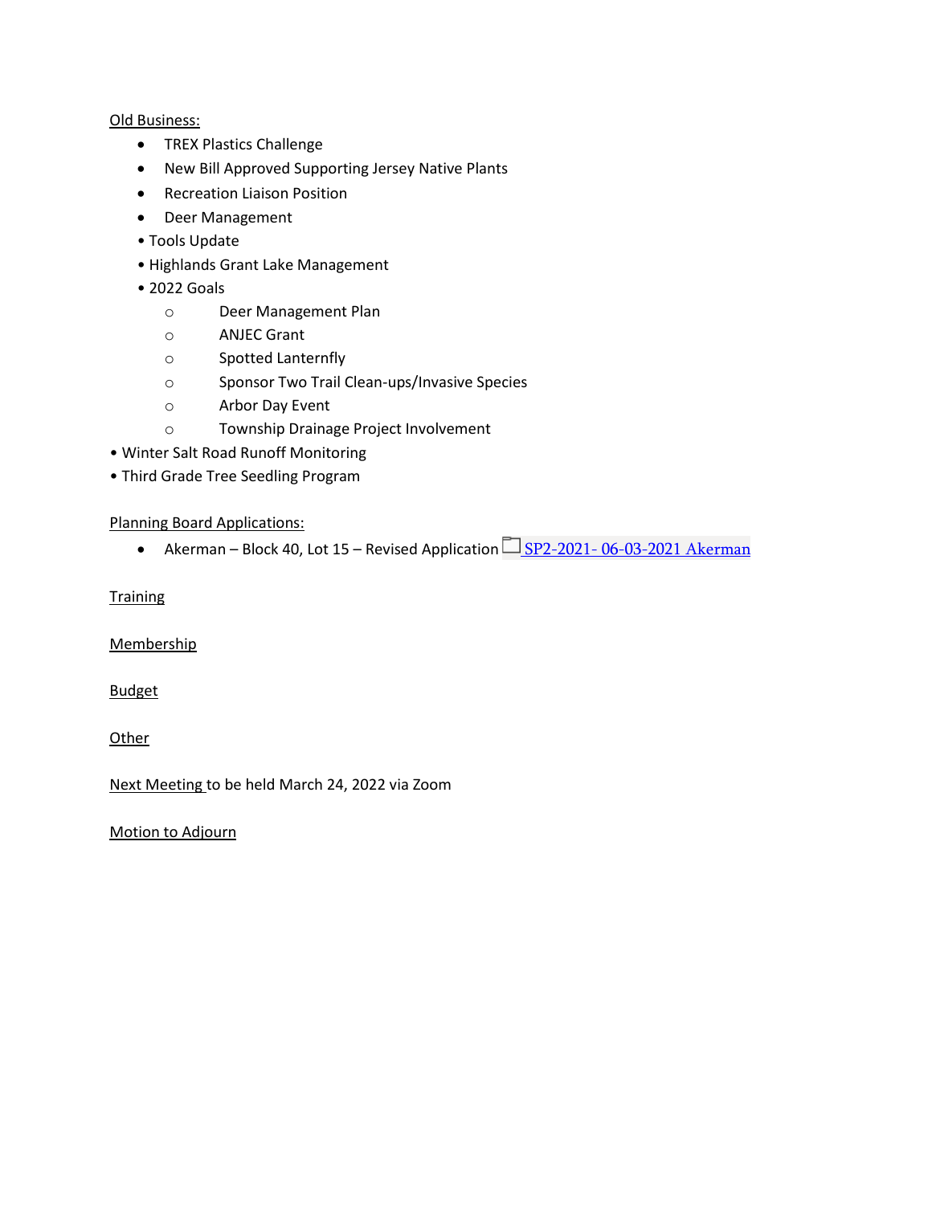Old Business:

- TREX Plastics Challenge
- New Bill Approved Supporting Jersey Native Plants
- Recreation Liaison Position
- Deer Management
- Tools Update
- Highlands Grant Lake Management
- 2022 Goals
  - Deer Management Plan
  - ANJEC Grant
  - Spotted Lanternfly
  - Sponsor Two Trail Clean-ups/Invasive Species
  - Arbor Day Event
  - Township Drainage Project Involvement
- Winter Salt Road Runoff Monitoring
- Third Grade Tree Seedling Program

Planning Board Applications:

- Akerman – Block 40, Lot 15 – Revised Application SP2-2021- 06-03-2021 Akerman

Training

Membership

Budget

Other

Next Meeting to be held March 24, 2022 via Zoom

Motion to Adjourn